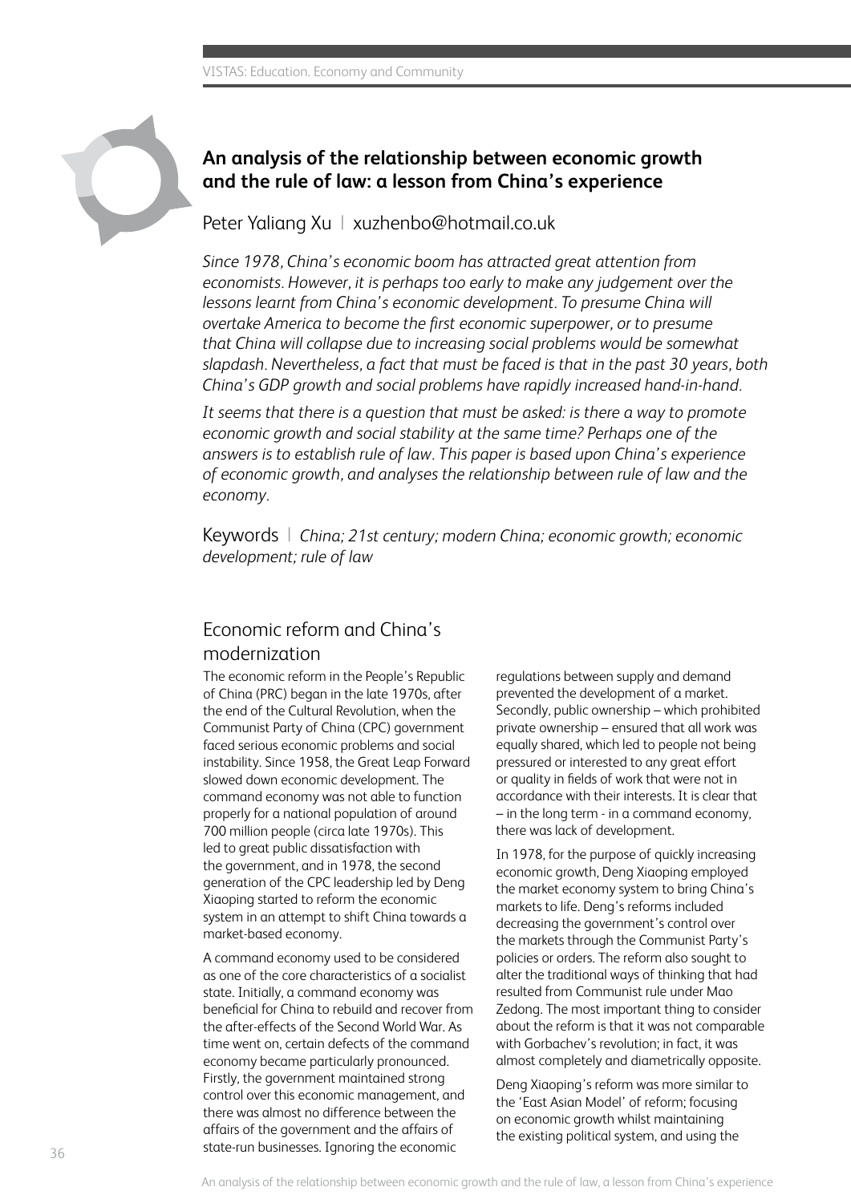## An analysis of the relationship between economic growth and the rule of law: a lesson from China's experience

Peter Yaliang Xu | xuzhenbo@hotmail.co.uk

*Since 1978, China's economic boom has attracted great attention from economists. However, it is perhaps too early to make any judgement over the lessons learnt from China's economic development. To presume China will overtake America to become the first economic superpower, or to presume that China will collapse due to increasing social problems would be somewhat slapdash. Nevertheless, a fact that must be faced is that in the past 30 years, both China's GDP growth and social problems have rapidly increased hand-in-hand.*

*It seems that there is a question that must be asked: is there a way to promote economic growth and social stability at the same time? Perhaps one of the answers is to establish rule of law. This paper is based upon China's experience of economic growth, and analyses the relationship between rule of law and the economy.*

Keywords | *China; 21st century; modern China; economic growth; economic development; rule of law*

### Economic reform and China's modernization

The economic reform in the People's Republic of China (PRC) began in the late 1970s, after the end of the Cultural Revolution, when the Communist Party of China (CPC) government faced serious economic problems and social instability. Since 1958, the Great Leap Forward slowed down economic development. The command economy was not able to function properly for a national population of around 700 million people (circa late 1970s). This led to great public dissatisfaction with the government, and in 1978, the second generation of the CPC leadership led by Deng Xiaoping started to reform the economic system in an attempt to shift China towards a market-based economy.

A command economy used to be considered as one of the core characteristics of a socialist state. Initially, a command economy was beneficial for China to rebuild and recover from the after-effects of the Second World War. As time went on, certain defects of the command economy became particularly pronounced. Firstly, the government maintained strong control over this economic management, and there was almost no difference between the affairs of the government and the affairs of state-run businesses. Ignoring the economic regulations between supply and demand prevented the development of a market. Secondly, public ownership – which prohibited private ownership – ensured that all work was equally shared, which led to people not being pressured or interested to any great effort or quality in fields of work that were not in accordance with their interests. It is clear that – in the long term - in a command economy, there was lack of development.

In 1978, for the purpose of quickly increasing economic growth, Deng Xiaoping employed the market economy system to bring China's markets to life. Deng's reforms included decreasing the government's control over the markets through the Communist Party's policies or orders. The reform also sought to alter the traditional ways of thinking that had resulted from Communist rule under Mao Zedong. The most important thing to consider about the reform is that it was not comparable with Gorbachev's revolution; in fact, it was almost completely and diametrically opposite.

Deng Xiaoping's reform was more similar to the 'East Asian Model' of reform; focusing on economic growth whilst maintaining the existing political system, and using the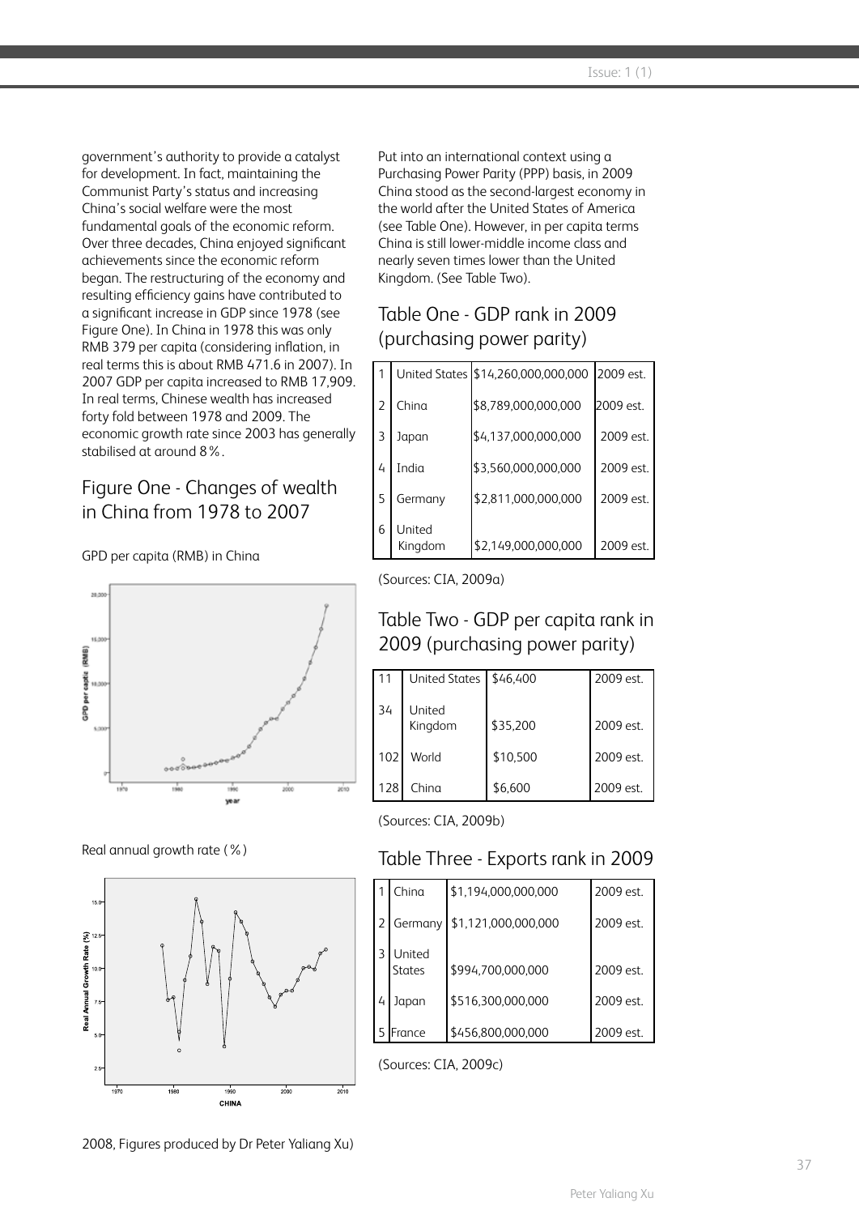government's authority to provide a catalyst for development. In fact, maintaining the Communist Party's status and increasing China's social welfare were the most fundamental goals of the economic reform. Over three decades, China enjoyed significant achievements since the economic reform began. The restructuring of the economy and resulting efficiency gains have contributed to a significant increase in GDP since 1978 (see Figure One). In China in 1978 this was only RMB 379 per capita (considering inflation, in real terms this is about RMB 471.6 in 2007). In 2007 GDP per capita increased to RMB 17,909. In real terms, Chinese wealth has increased forty fold between 1978 and 2009. The economic growth rate since 2003 has generally stabilised at around 8%.

## Figure One - Changes of wealth in China from 1978 to 2007

GPD per capita (RMB) in China

Real annual growth rate (%)

2008, Figures produced by Dr Peter Yaliang Xu)

Put into an international context using a Purchasing Power Parity (PPP) basis, in 2009 China stood as the second-largest economy in the world after the United States of America (see Table One). However, in per capita terms China is still lower-middle income class and nearly seven times lower than the United Kingdom. (See Table Two).

## Table One - GDP rank in 2009 (purchasing power parity)

| | | | |
|---|---|---|---|
| 1 | United States | $14,260,000,000,000 | 2009 est. |
| 2 | China | $8,789,000,000,000 | 2009 est. |
| 3 | Japan | $4,137,000,000,000 | 2009 est. |
| 4 | India | $3,560,000,000,000 | 2009 est. |
| 5 | Germany | $2,811,000,000,000 | 2009 est. |
| 6 | United Kingdom | $2,149,000,000,000 | 2009 est. |

(Sources: CIA, 2009a)

## Table Two - GDP per capita rank in 2009 (purchasing power parity)

| | | | |
|---|---|---|---|
| 11 | United States | $46,400 | 2009 est. |
| 34 | United Kingdom | $35,200 | 2009 est. |
| 102 | World | $10,500 | 2009 est. |
| 128 | China | $6,600 | 2009 est. |

(Sources: CIA, 2009b)

## Table Three - Exports rank in 2009

| | | | |
|---|---|---|---|
| 1 | China | $1,194,000,000,000 | 2009 est. |
| 2 | Germany | $1,121,000,000,000 | 2009 est. |
| 3 | United States | $994,700,000,000 | 2009 est. |
| 4 | Japan | $516,300,000,000 | 2009 est. |
| 5 | France | $456,800,000,000 | 2009 est. |

(Sources: CIA, 2009c)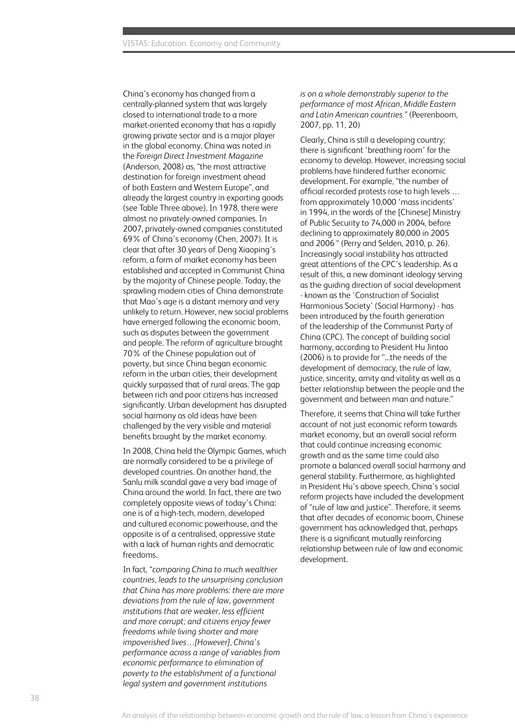China's economy has changed from a centrally-planned system that was largely closed to international trade to a more market-oriented economy that has a rapidly growing private sector and is a major player in the global economy. China was noted in the *Foreign Direct Investment Magazine* (Anderson, 2008) as, "the most attractive destination for foreign investment ahead of both Eastern and Western Europe", and already the largest country in exporting goods (see Table Three above). In 1978, there were almost no privately-owned companies. In 2007, privately-owned companies constituted 69% of China's economy (Chen, 2007). It is clear that after 30 years of Deng Xiaoping's reform, a form of market economy has been established and accepted in Communist China by the majority of Chinese people. Today, the sprawling modern cities of China demonstrate that Mao's age is a distant memory and very unlikely to return. However, new social problems have emerged following the economic boom, such as disputes between the government and people. The reform of agriculture brought 70% of the Chinese population out of poverty, but since China began economic reform in the urban cities, their development quickly surpassed that of rural areas. The gap between rich and poor citizens has increased significantly. Urban development has disrupted social harmony as old ideas have been challenged by the very visible and material benefits brought by the market economy.

In 2008, China held the Olympic Games, which are normally considered to be a privilege of developed countries. On another hand, the Sanlu milk scandal gave a very bad image of China around the world. In fact, there are two completely opposite views of today's China: one is of a high-tech, modern, developed and cultured economic powerhouse, and the opposite is of a centralised, oppressive state with a lack of human rights and democratic freedoms.

In fact, "*comparing China to much wealthier countries, leads to the unsurprising conclusion that China has more problems: there are more deviations from the rule of law, government institutions that are weaker, less efficient and more corrupt; and citizens enjoy fewer freedoms while living shorter and more impoverished lives…[However], China's performance across a range of variables from economic performance to elimination of poverty to the establishment of a functional legal system and government institutions is on a whole demonstrably superior to the performance of most African, Middle Eastern and Latin American countries.*" (Peerenboom, 2007, pp. 11, 20)

Clearly, China is still a developing country; there is significant 'breathing room' for the economy to develop. However, increasing social problems have hindered further economic development. For example, "the number of official recorded protests rose to high levels … from approximately 10,000 'mass incidents' in 1994, in the words of the [Chinese] Ministry of Public Security to 74,000 in 2004, before declining to approximately 80,000 in 2005 and 2006 " (Perry and Selden, 2010, p. 26). Increasingly social instability has attracted great attentions of the CPC's leadership. As a result of this, a new dominant ideology serving as the guiding direction of social development - known as the 'Construction of Socialist Harmonious Society' (Social Harmony) - has been introduced by the fourth generation of the leadership of the Communist Party of China (CPC). The concept of building social harmony, according to President Hu Jintao (2006) is to provide for "...the needs of the development of democracy, the rule of law, justice, sincerity, amity and vitality as well as a better relationship between the people and the government and between man and nature."

Therefore, it seems that China will take further account of not just economic reform towards market economy, but an overall social reform that could continue increasing economic growth and as the same time could also promote a balanced overall social harmony and general stability. Furthermore, as highlighted in President Hu's above speech, China's social reform projects have included the development of "rule of law and justice". Therefore, it seems that after decades of economic boom, Chinese government has acknowledged that, perhaps there is a significant mutually reinforcing relationship between rule of law and economic development.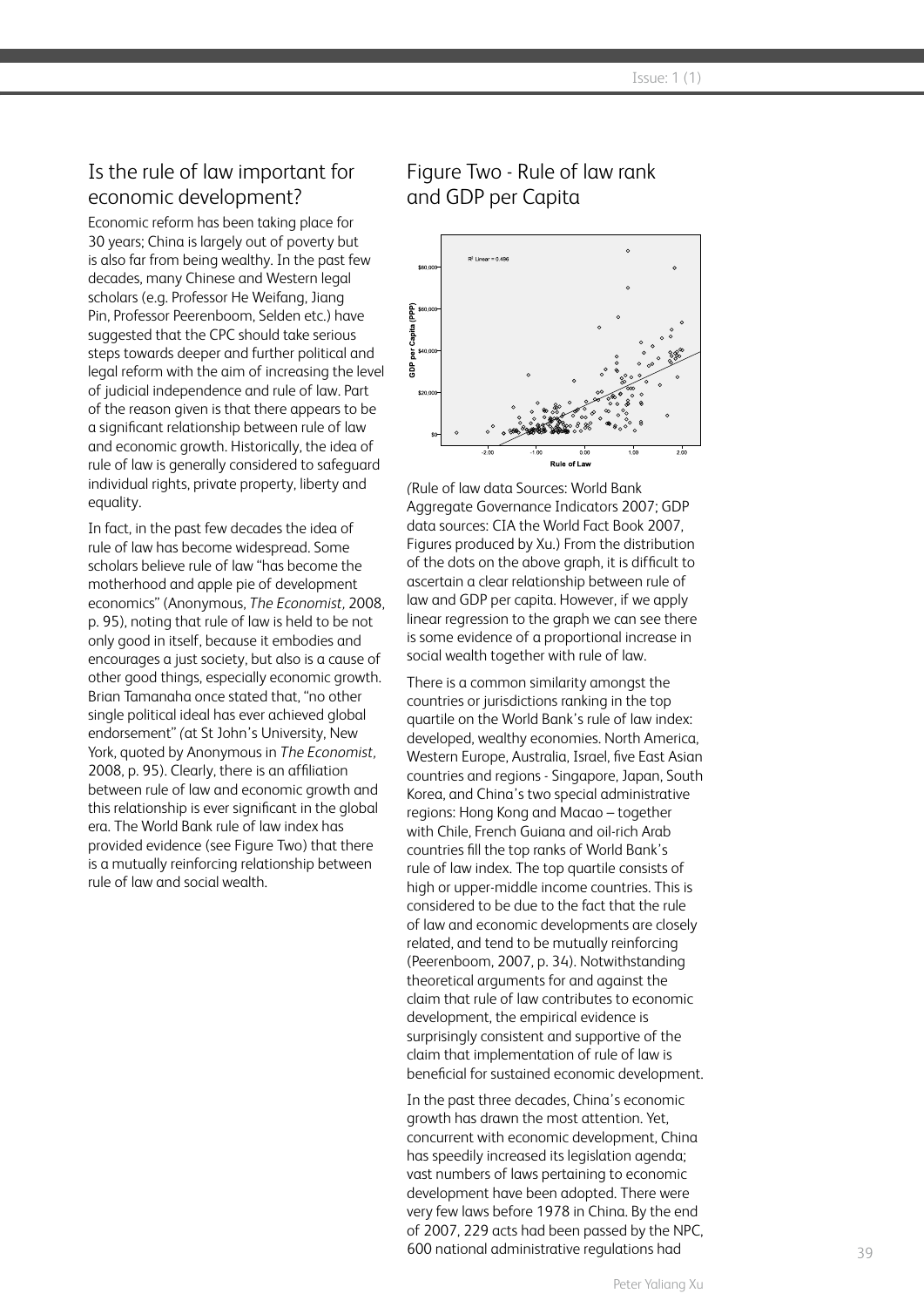## Is the rule of law important for economic development?

Economic reform has been taking place for 30 years; China is largely out of poverty but is also far from being wealthy. In the past few decades, many Chinese and Western legal scholars (e.g. Professor He Weifang, Jiang Pin, Professor Peerenboom, Selden etc.) have suggested that the CPC should take serious steps towards deeper and further political and legal reform with the aim of increasing the level of judicial independence and rule of law. Part of the reason given is that there appears to be a significant relationship between rule of law and economic growth. Historically, the idea of rule of law is generally considered to safeguard individual rights, private property, liberty and equality.

In fact, in the past few decades the idea of rule of law has become widespread. Some scholars believe rule of law "has become the motherhood and apple pie of development economics" (Anonymous, *The Economist*, 2008, p. 95), noting that rule of law is held to be not only good in itself, because it embodies and encourages a just society, but also is a cause of other good things, especially economic growth. Brian Tamanaha once stated that, "no other single political ideal has ever achieved global endorsement" (at St John's University, New York, quoted by Anonymous in *The Economist*, 2008, p. 95). Clearly, there is an affiliation between rule of law and economic growth and this relationship is ever significant in the global era. The World Bank rule of law index has provided evidence (see Figure Two) that there is a mutually reinforcing relationship between rule of law and social wealth.

## Figure Two - Rule of law rank and GDP per Capita

(Rule of law data Sources: World Bank Aggregate Governance Indicators 2007; GDP data sources: CIA the World Fact Book 2007, Figures produced by Xu.) From the distribution of the dots on the above graph, it is difficult to ascertain a clear relationship between rule of law and GDP per capita. However, if we apply linear regression to the graph we can see there is some evidence of a proportional increase in social wealth together with rule of law.

There is a common similarity amongst the countries or jurisdictions ranking in the top quartile on the World Bank's rule of law index: developed, wealthy economies. North America, Western Europe, Australia, Israel, five East Asian countries and regions - Singapore, Japan, South Korea, and China's two special administrative regions: Hong Kong and Macao – together with Chile, French Guiana and oil-rich Arab countries fill the top ranks of World Bank's rule of law index. The top quartile consists of high or upper-middle income countries. This is considered to be due to the fact that the rule of law and economic developments are closely related, and tend to be mutually reinforcing (Peerenboom, 2007, p. 34). Notwithstanding theoretical arguments for and against the claim that rule of law contributes to economic development, the empirical evidence is surprisingly consistent and supportive of the claim that implementation of rule of law is beneficial for sustained economic development.

In the past three decades, China's economic growth has drawn the most attention. Yet, concurrent with economic development, China has speedily increased its legislation agenda; vast numbers of laws pertaining to economic development have been adopted. There were very few laws before 1978 in China. By the end of 2007, 229 acts had been passed by the NPC, 600 national administrative regulations had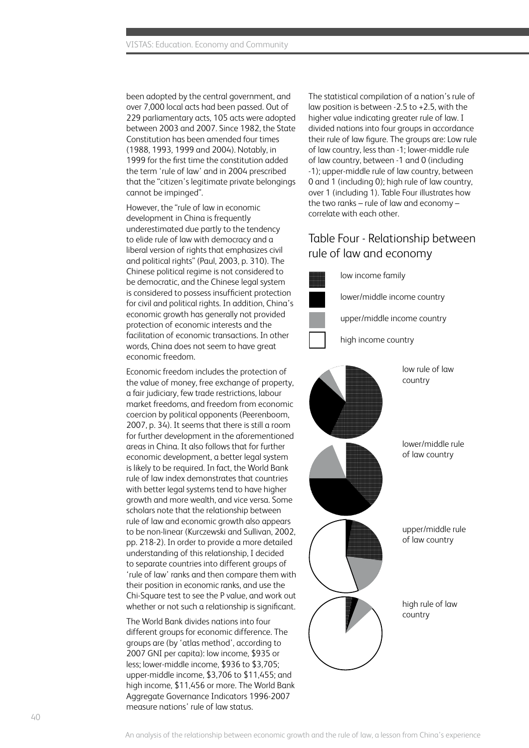been adopted by the central government, and over 7,000 local acts had been passed. Out of 229 parliamentary acts, 105 acts were adopted between 2003 and 2007. Since 1982, the State Constitution has been amended four times (1988, 1993, 1999 and 2004). Notably, in 1999 for the first time the constitution added the term 'rule of law' and in 2004 prescribed that the "citizen's legitimate private belongings cannot be impinged".

However, the "rule of law in economic development in China is frequently underestimated due partly to the tendency to elide rule of law with democracy and a liberal version of rights that emphasizes civil and political rights" (Paul, 2003, p. 310). The Chinese political regime is not considered to be democratic, and the Chinese legal system is considered to possess insufficient protection for civil and political rights. In addition, China's economic growth has generally not provided protection of economic interests and the facilitation of economic transactions. In other words, China does not seem to have great economic freedom.

Economic freedom includes the protection of the value of money, free exchange of property, a fair judiciary, few trade restrictions, labour market freedoms, and freedom from economic coercion by political opponents (Peerenboom, 2007, p. 34). It seems that there is still a room for further development in the aforementioned areas in China. It also follows that for further economic development, a better legal system is likely to be required. In fact, the World Bank rule of law index demonstrates that countries with better legal systems tend to have higher growth and more wealth, and vice versa. Some scholars note that the relationship between rule of law and economic growth also appears to be non-linear (Kurczewski and Sullivan, 2002, pp. 218-2). In order to provide a more detailed understanding of this relationship, I decided to separate countries into different groups of 'rule of law' ranks and then compare them with their position in economic ranks, and use the Chi-Square test to see the P value, and work out whether or not such a relationship is significant.

The World Bank divides nations into four different groups for economic difference. The groups are (by 'atlas method', according to 2007 GNI per capita): low income, $935 or less; lower-middle income, $936 to $3,705; upper-middle income, $3,706 to $11,455; and high income, $11,456 or more. The World Bank Aggregate Governance Indicators 1996-2007 measure nations' rule of law status.

The statistical compilation of a nation's rule of law position is between -2.5 to +2.5, with the higher value indicating greater rule of law. I divided nations into four groups in accordance their rule of law figure. The groups are: Low rule of law country, less than -1; lower-middle rule of law country, between -1 and 0 (including -1); upper-middle rule of law country, between 0 and 1 (including 0); high rule of law country, over 1 (including 1). Table Four illustrates how the two ranks – rule of law and economy – correlate with each other.

## Table Four - Relationship between rule of law and economy

- low income family
- lower/middle income country
- upper/middle income country
- high income country

low rule of law country

lower/middle rule of law country

upper/middle rule of law country

high rule of law country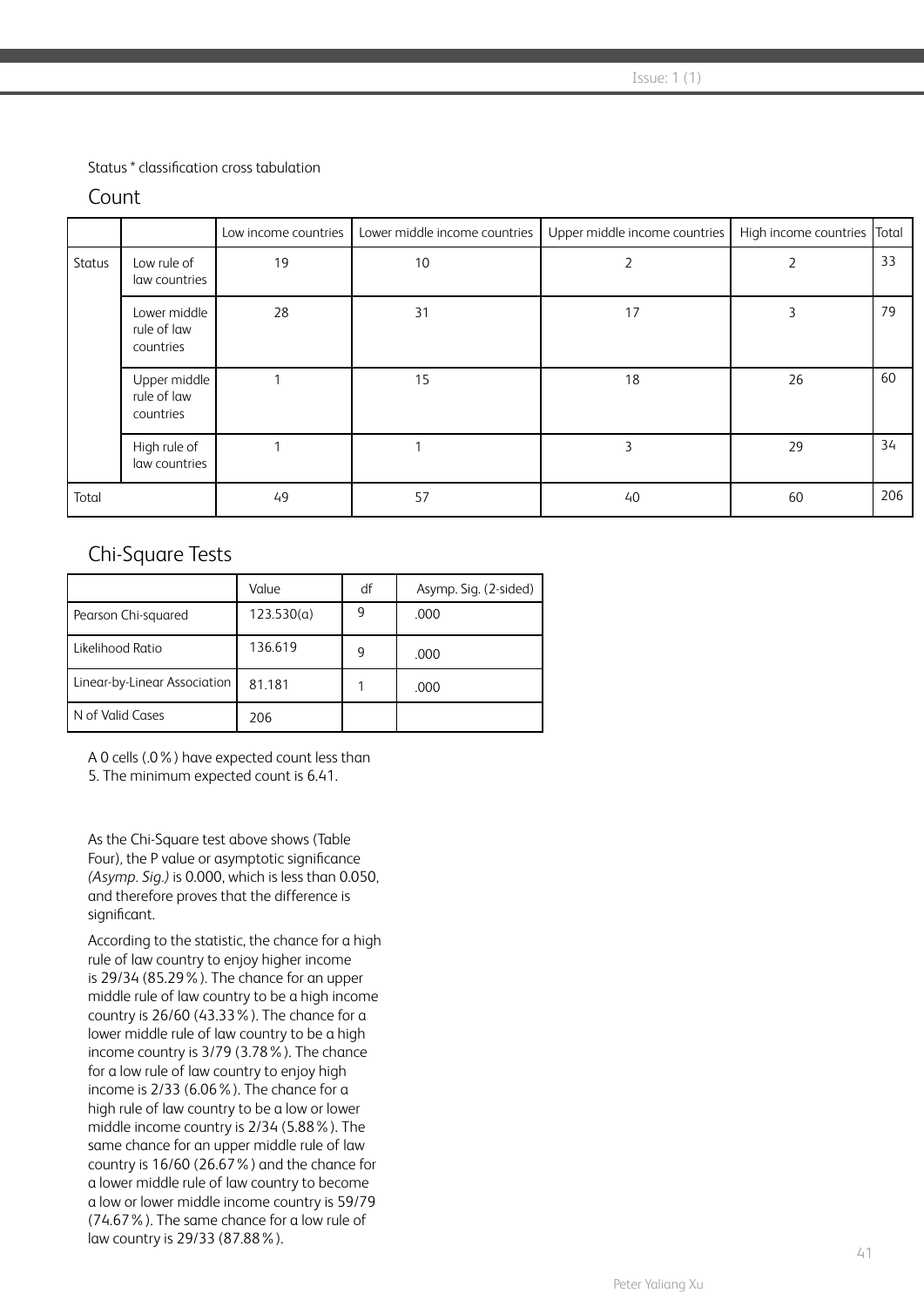Status * classification cross tabulation

## Count

| | | Low income countries | Lower middle income countries | Upper middle income countries | High income countries | Total |
|---|---|---|---|---|---|---|
| Status | Low rule of law countries | 19 | 10 | 2 | 2 | 33 |
| | Lower middle rule of law countries | 28 | 31 | 17 | 3 | 79 |
| | Upper middle rule of law countries | 1 | 15 | 18 | 26 | 60 |
| | High rule of law countries | 1 | 1 | 3 | 29 | 34 |
| Total | | 49 | 57 | 40 | 60 | 206 |

## Chi-Square Tests

| | Value | df | Asymp. Sig. (2-sided) |
|---|---|---|---|
| Pearson Chi-squared | 123.530(a) | 9 | .000 |
| Likelihood Ratio | 136.619 | 9 | .000 |
| Linear-by-Linear Association | 81.181 | 1 | .000 |
| N of Valid Cases | 206 | | |

A 0 cells (.0%) have expected count less than 5. The minimum expected count is 6.41.

As the Chi-Square test above shows (Table Four), the P value or asymptotic significance *(Asymp. Sig.)* is 0.000, which is less than 0.050, and therefore proves that the difference is significant.

According to the statistic, the chance for a high rule of law country to enjoy higher income is 29/34 (85.29%). The chance for an upper middle rule of law country to be a high income country is 26/60 (43.33%). The chance for a lower middle rule of law country to be a high income country is 3/79 (3.78%). The chance for a low rule of law country to enjoy high income is 2/33 (6.06%). The chance for a high rule of law country to be a low or lower middle income country is 2/34 (5.88%). The same chance for an upper middle rule of law country is 16/60 (26.67%) and the chance for a lower middle rule of law country to become a low or lower middle income country is 59/79 (74.67%). The same chance for a low rule of law country is 29/33 (87.88%).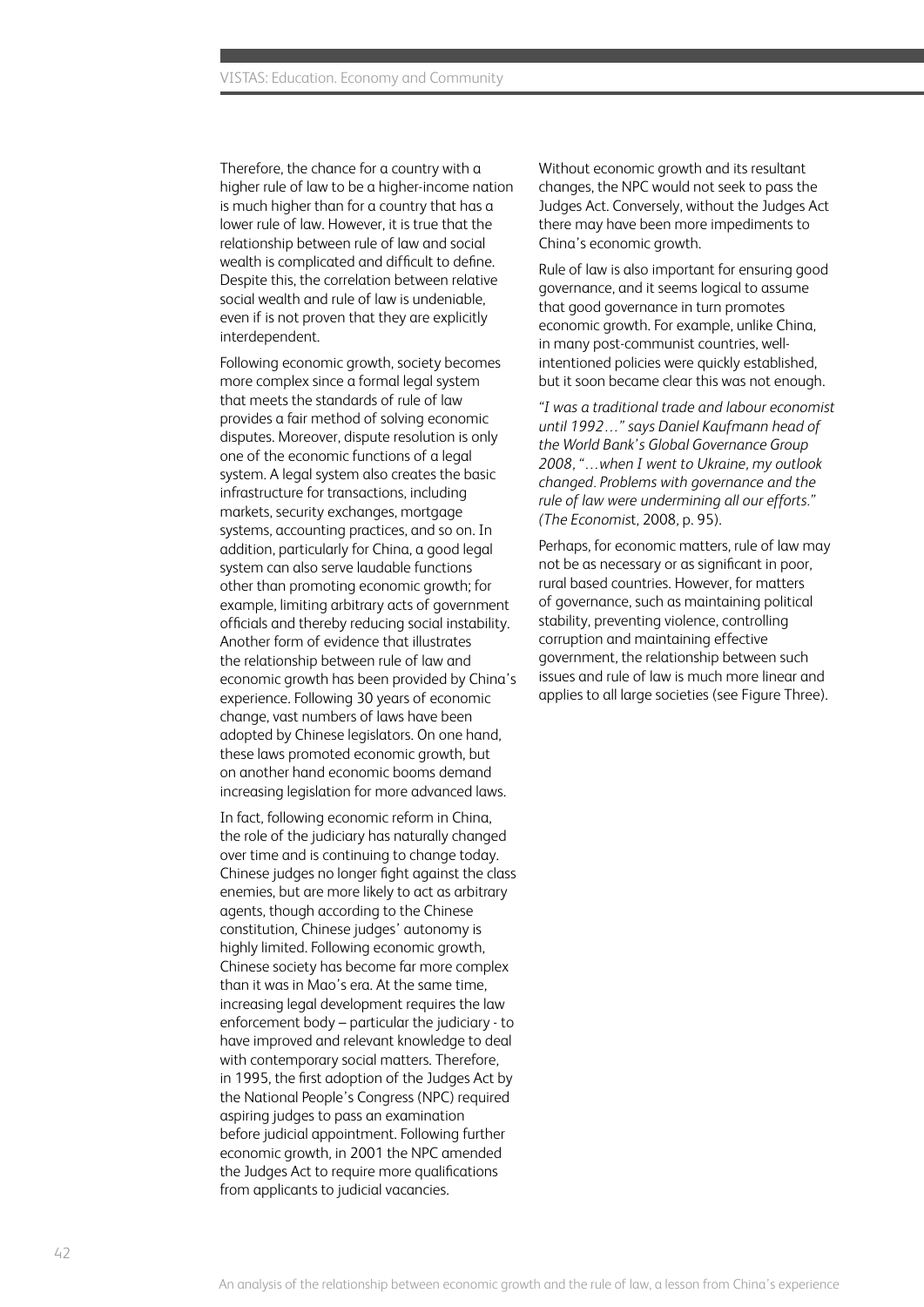Therefore, the chance for a country with a higher rule of law to be a higher-income nation is much higher than for a country that has a lower rule of law. However, it is true that the relationship between rule of law and social wealth is complicated and difficult to define. Despite this, the correlation between relative social wealth and rule of law is undeniable, even if is not proven that they are explicitly interdependent.

Following economic growth, society becomes more complex since a formal legal system that meets the standards of rule of law provides a fair method of solving economic disputes. Moreover, dispute resolution is only one of the economic functions of a legal system. A legal system also creates the basic infrastructure for transactions, including markets, security exchanges, mortgage systems, accounting practices, and so on. In addition, particularly for China, a good legal system can also serve laudable functions other than promoting economic growth; for example, limiting arbitrary acts of government officials and thereby reducing social instability. Another form of evidence that illustrates the relationship between rule of law and economic growth has been provided by China's experience. Following 30 years of economic change, vast numbers of laws have been adopted by Chinese legislators. On one hand, these laws promoted economic growth, but on another hand economic booms demand increasing legislation for more advanced laws.

In fact, following economic reform in China, the role of the judiciary has naturally changed over time and is continuing to change today. Chinese judges no longer fight against the class enemies, but are more likely to act as arbitrary agents, though according to the Chinese constitution, Chinese judges' autonomy is highly limited. Following economic growth, Chinese society has become far more complex than it was in Mao's era. At the same time, increasing legal development requires the law enforcement body – particular the judiciary - to have improved and relevant knowledge to deal with contemporary social matters. Therefore, in 1995, the first adoption of the Judges Act by the National People's Congress (NPC) required aspiring judges to pass an examination before judicial appointment. Following further economic growth, in 2001 the NPC amended the Judges Act to require more qualifications from applicants to judicial vacancies.

Without economic growth and its resultant changes, the NPC would not seek to pass the Judges Act. Conversely, without the Judges Act there may have been more impediments to China's economic growth.

Rule of law is also important for ensuring good governance, and it seems logical to assume that good governance in turn promotes economic growth. For example, unlike China, in many post-communist countries, well-intentioned policies were quickly established, but it soon became clear this was not enough.

*"I was a traditional trade and labour economist until 1992…" says Daniel Kaufmann head of the World Bank's Global Governance Group 2008, "…when I went to Ukraine, my outlook changed. Problems with governance and the rule of law were undermining all our efforts." (The Economis*t, 2008, p. 95).

Perhaps, for economic matters, rule of law may not be as necessary or as significant in poor, rural based countries. However, for matters of governance, such as maintaining political stability, preventing violence, controlling corruption and maintaining effective government, the relationship between such issues and rule of law is much more linear and applies to all large societies (see Figure Three).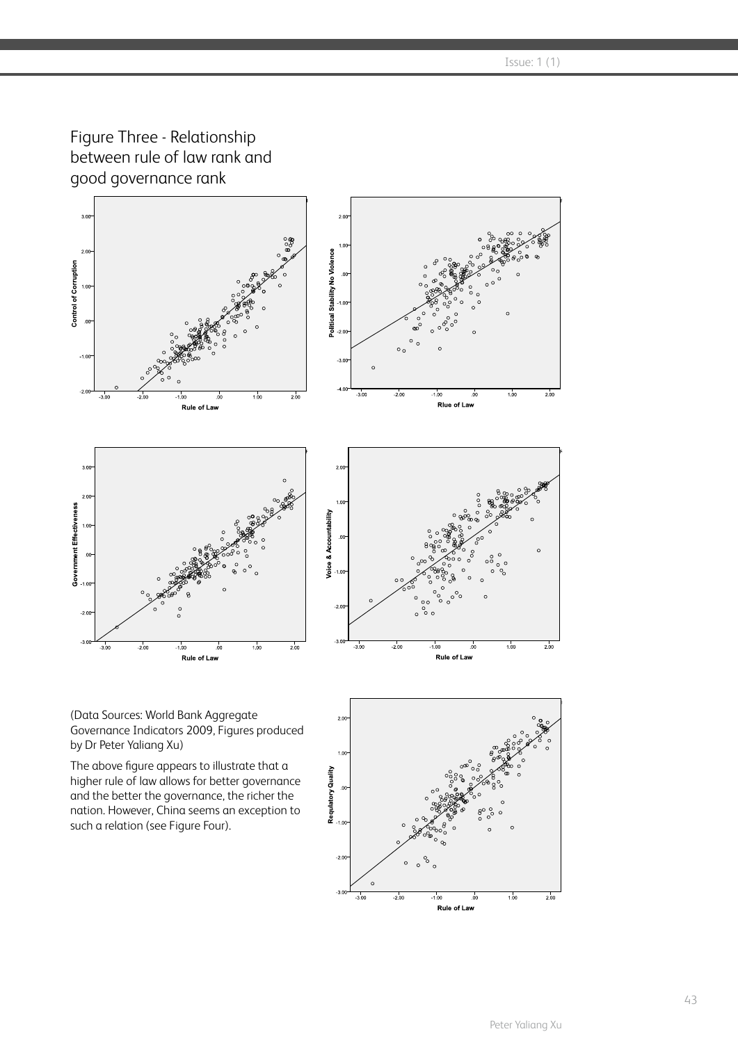## Figure Three - Relationship between rule of law rank and good governance rank

(Data Sources: World Bank Aggregate Governance Indicators 2009, Figures produced by Dr Peter Yaliang Xu)

The above figure appears to illustrate that a higher rule of law allows for better governance and the better the governance, the richer the nation. However, China seems an exception to such a relation (see Figure Four).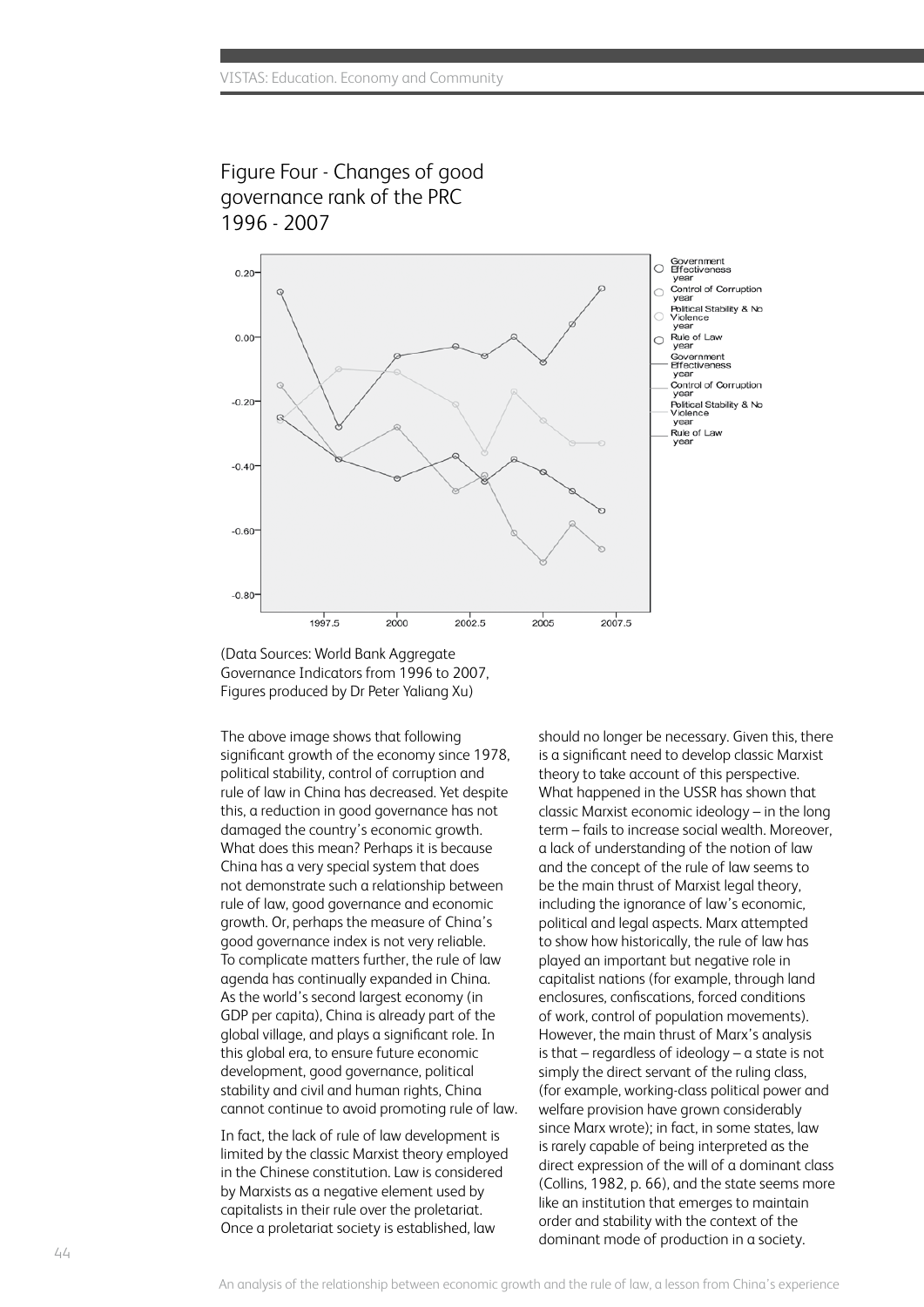## Figure Four - Changes of good governance rank of the PRC 1996 - 2007

(Data Sources: World Bank Aggregate Governance Indicators from 1996 to 2007, Figures produced by Dr Peter Yaliang Xu)

The above image shows that following significant growth of the economy since 1978, political stability, control of corruption and rule of law in China has decreased. Yet despite this, a reduction in good governance has not damaged the country's economic growth. What does this mean? Perhaps it is because China has a very special system that does not demonstrate such a relationship between rule of law, good governance and economic growth. Or, perhaps the measure of China's good governance index is not very reliable. To complicate matters further, the rule of law agenda has continually expanded in China. As the world's second largest economy (in GDP per capita), China is already part of the global village, and plays a significant role. In this global era, to ensure future economic development, good governance, political stability and civil and human rights, China cannot continue to avoid promoting rule of law.

In fact, the lack of rule of law development is limited by the classic Marxist theory employed in the Chinese constitution. Law is considered by Marxists as a negative element used by capitalists in their rule over the proletariat. Once a proletariat society is established, law should no longer be necessary. Given this, there is a significant need to develop classic Marxist theory to take account of this perspective. What happened in the USSR has shown that classic Marxist economic ideology – in the long term – fails to increase social wealth. Moreover, a lack of understanding of the notion of law and the concept of the rule of law seems to be the main thrust of Marxist legal theory, including the ignorance of law's economic, political and legal aspects. Marx attempted to show how historically, the rule of law has played an important but negative role in capitalist nations (for example, through land enclosures, confiscations, forced conditions of work, control of population movements). However, the main thrust of Marx's analysis is that – regardless of ideology – a state is not simply the direct servant of the ruling class, (for example, working-class political power and welfare provision have grown considerably since Marx wrote); in fact, in some states, law is rarely capable of being interpreted as the direct expression of the will of a dominant class (Collins, 1982, p. 66), and the state seems more like an institution that emerges to maintain order and stability with the context of the dominant mode of production in a society.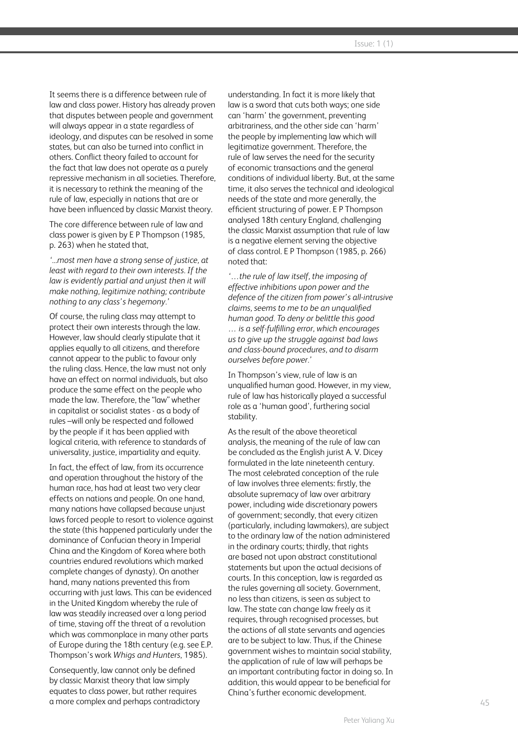It seems there is a difference between rule of law and class power. History has already proven that disputes between people and government will always appear in a state regardless of ideology, and disputes can be resolved in some states, but can also be turned into conflict in others. Conflict theory failed to account for the fact that law does not operate as a purely repressive mechanism in all societies. Therefore, it is necessary to rethink the meaning of the rule of law, especially in nations that are or have been influenced by classic Marxist theory.

The core difference between rule of law and class power is given by E P Thompson (1985, p. 263) when he stated that,

*'...most men have a strong sense of justice, at least with regard to their own interests. If the law is evidently partial and unjust then it will make nothing, legitimize nothing; contribute nothing to any class's hegemony.'*

Of course, the ruling class may attempt to protect their own interests through the law. However, law should clearly stipulate that it applies equally to all citizens, and therefore cannot appear to the public to favour only the ruling class. Hence, the law must not only have an effect on normal individuals, but also produce the same effect on the people who made the law. Therefore, the "law" whether in capitalist or socialist states - as a body of rules –will only be respected and followed by the people if it has been applied with logical criteria, with reference to standards of universality, justice, impartiality and equity.

In fact, the effect of law, from its occurrence and operation throughout the history of the human race, has had at least two very clear effects on nations and people. On one hand, many nations have collapsed because unjust laws forced people to resort to violence against the state (this happened particularly under the dominance of Confucian theory in Imperial China and the Kingdom of Korea where both countries endured revolutions which marked complete changes of dynasty). On another hand, many nations prevented this from occurring with just laws. This can be evidenced in the United Kingdom whereby the rule of law was steadily increased over a long period of time, staving off the threat of a revolution which was commonplace in many other parts of Europe during the 18th century (e.g. see E.P. Thompson's work *Whigs and Hunters*, 1985).

Consequently, law cannot only be defined by classic Marxist theory that law simply equates to class power, but rather requires a more complex and perhaps contradictory understanding. In fact it is more likely that law is a sword that cuts both ways; one side can 'harm' the government, preventing arbitrariness, and the other side can 'harm' the people by implementing law which will legitimatize government. Therefore, the rule of law serves the need for the security of economic transactions and the general conditions of individual liberty. But, at the same time, it also serves the technical and ideological needs of the state and more generally, the efficient structuring of power. E P Thompson analysed 18th century England, challenging the classic Marxist assumption that rule of law is a negative element serving the objective of class control. E P Thompson (1985, p. 266) noted that:

*'…the rule of law itself, the imposing of effective inhibitions upon power and the defence of the citizen from power's all-intrusive claims, seems to me to be an unqualified human good. To deny or belittle this good … is a self-fulfilling error, which encourages us to give up the struggle against bad laws and class-bound procedures, and to disarm ourselves before power.'*

In Thompson's view, rule of law is an unqualified human good. However, in my view, rule of law has historically played a successful role as a 'human good', furthering social stability.

As the result of the above theoretical analysis, the meaning of the rule of law can be concluded as the English jurist A. V. Dicey formulated in the late nineteenth century. The most celebrated conception of the rule of law involves three elements: firstly, the absolute supremacy of law over arbitrary power, including wide discretionary powers of government; secondly, that every citizen (particularly, including lawmakers), are subject to the ordinary law of the nation administered in the ordinary courts; thirdly, that rights are based not upon abstract constitutional statements but upon the actual decisions of courts. In this conception, law is regarded as the rules governing all society. Government, no less than citizens, is seen as subject to law. The state can change law freely as it requires, through recognised processes, but the actions of all state servants and agencies are to be subject to law. Thus, if the Chinese government wishes to maintain social stability, the application of rule of law will perhaps be an important contributing factor in doing so. In addition, this would appear to be beneficial for China's further economic development.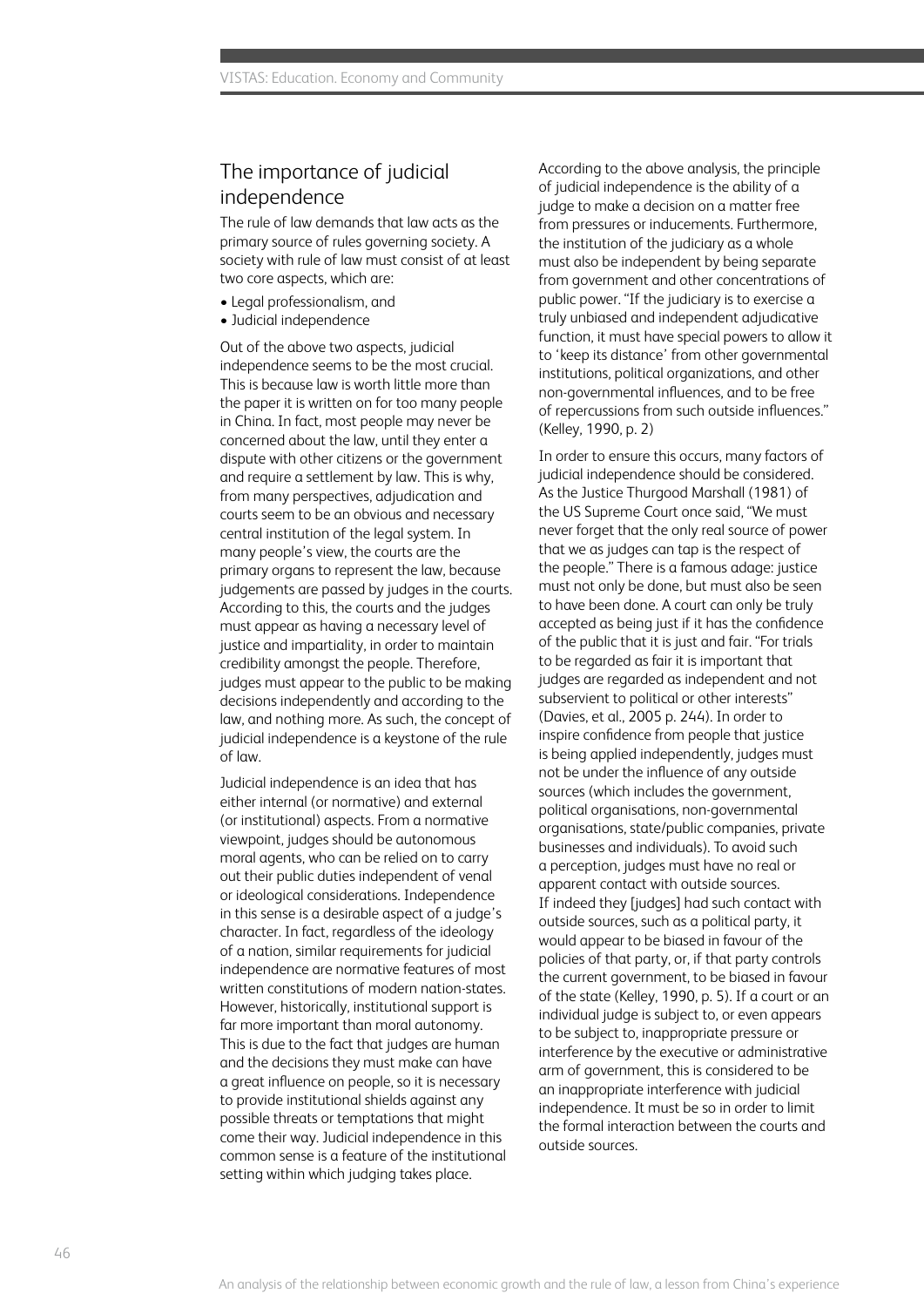## The importance of judicial independence

The rule of law demands that law acts as the primary source of rules governing society. A society with rule of law must consist of at least two core aspects, which are:

- Legal professionalism, and
- Judicial independence

Out of the above two aspects, judicial independence seems to be the most crucial. This is because law is worth little more than the paper it is written on for too many people in China. In fact, most people may never be concerned about the law, until they enter a dispute with other citizens or the government and require a settlement by law. This is why, from many perspectives, adjudication and courts seem to be an obvious and necessary central institution of the legal system. In many people's view, the courts are the primary organs to represent the law, because judgements are passed by judges in the courts. According to this, the courts and the judges must appear as having a necessary level of justice and impartiality, in order to maintain credibility amongst the people. Therefore, judges must appear to the public to be making decisions independently and according to the law, and nothing more. As such, the concept of judicial independence is a keystone of the rule of law.

Judicial independence is an idea that has either internal (or normative) and external (or institutional) aspects. From a normative viewpoint, judges should be autonomous moral agents, who can be relied on to carry out their public duties independent of venal or ideological considerations. Independence in this sense is a desirable aspect of a judge's character. In fact, regardless of the ideology of a nation, similar requirements for judicial independence are normative features of most written constitutions of modern nation-states. However, historically, institutional support is far more important than moral autonomy. This is due to the fact that judges are human and the decisions they must make can have a great influence on people, so it is necessary to provide institutional shields against any possible threats or temptations that might come their way. Judicial independence in this common sense is a feature of the institutional setting within which judging takes place.

According to the above analysis, the principle of judicial independence is the ability of a judge to make a decision on a matter free from pressures or inducements. Furthermore, the institution of the judiciary as a whole must also be independent by being separate from government and other concentrations of public power. "If the judiciary is to exercise a truly unbiased and independent adjudicative function, it must have special powers to allow it to 'keep its distance' from other governmental institutions, political organizations, and other non-governmental influences, and to be free of repercussions from such outside influences." (Kelley, 1990, p. 2)

In order to ensure this occurs, many factors of judicial independence should be considered. As the Justice Thurgood Marshall (1981) of the US Supreme Court once said, "We must never forget that the only real source of power that we as judges can tap is the respect of the people." There is a famous adage: justice must not only be done, but must also be seen to have been done. A court can only be truly accepted as being just if it has the confidence of the public that it is just and fair. "For trials to be regarded as fair it is important that judges are regarded as independent and not subservient to political or other interests" (Davies, et al., 2005 p. 244). In order to inspire confidence from people that justice is being applied independently, judges must not be under the influence of any outside sources (which includes the government, political organisations, non-governmental organisations, state/public companies, private businesses and individuals). To avoid such a perception, judges must have no real or apparent contact with outside sources. If indeed they [judges] had such contact with outside sources, such as a political party, it would appear to be biased in favour of the policies of that party, or, if that party controls the current government, to be biased in favour of the state (Kelley, 1990, p. 5). If a court or an individual judge is subject to, or even appears to be subject to, inappropriate pressure or interference by the executive or administrative arm of government, this is considered to be an inappropriate interference with judicial independence. It must be so in order to limit the formal interaction between the courts and outside sources.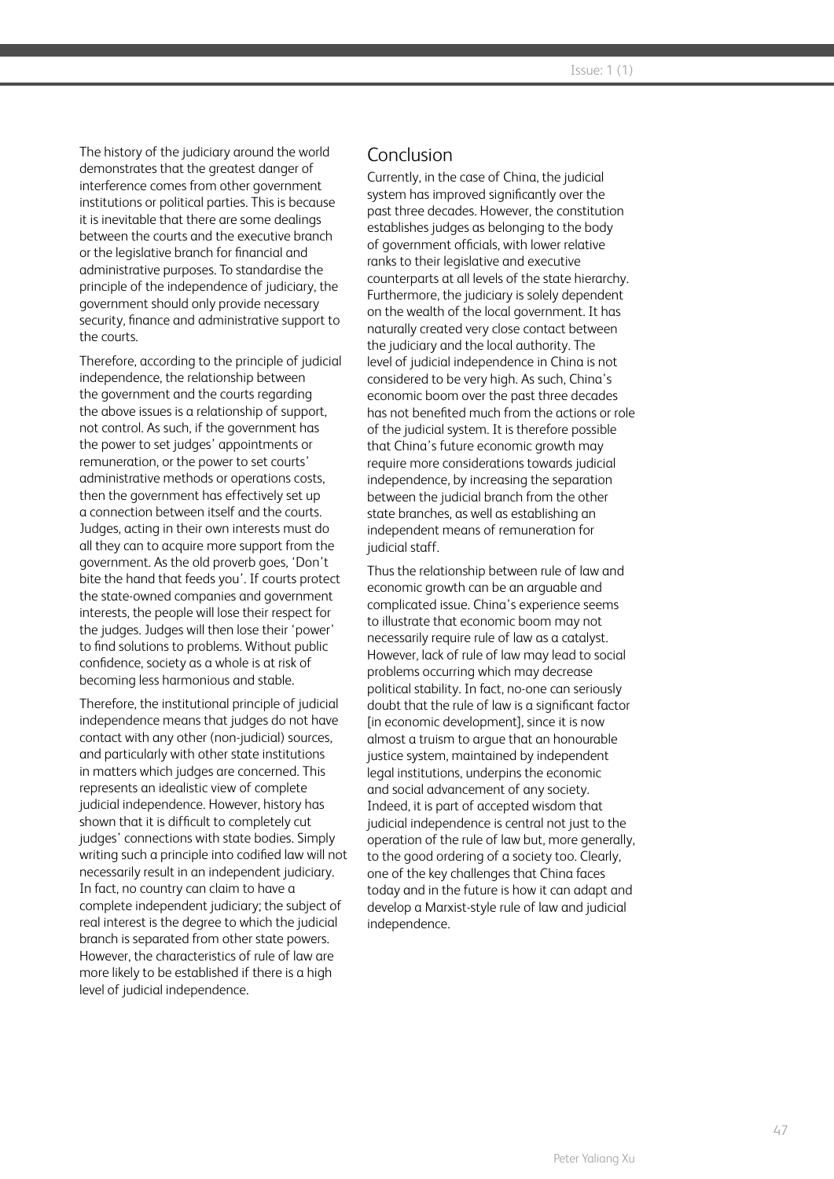The history of the judiciary around the world demonstrates that the greatest danger of interference comes from other government institutions or political parties. This is because it is inevitable that there are some dealings between the courts and the executive branch or the legislative branch for financial and administrative purposes. To standardise the principle of the independence of judiciary, the government should only provide necessary security, finance and administrative support to the courts.

Therefore, according to the principle of judicial independence, the relationship between the government and the courts regarding the above issues is a relationship of support, not control. As such, if the government has the power to set judges' appointments or remuneration, or the power to set courts' administrative methods or operations costs, then the government has effectively set up a connection between itself and the courts. Judges, acting in their own interests must do all they can to acquire more support from the government. As the old proverb goes, 'Don't bite the hand that feeds you'. If courts protect the state-owned companies and government interests, the people will lose their respect for the judges. Judges will then lose their 'power' to find solutions to problems. Without public confidence, society as a whole is at risk of becoming less harmonious and stable.

Therefore, the institutional principle of judicial independence means that judges do not have contact with any other (non-judicial) sources, and particularly with other state institutions in matters which judges are concerned. This represents an idealistic view of complete judicial independence. However, history has shown that it is difficult to completely cut judges' connections with state bodies. Simply writing such a principle into codified law will not necessarily result in an independent judiciary. In fact, no country can claim to have a complete independent judiciary; the subject of real interest is the degree to which the judicial branch is separated from other state powers. However, the characteristics of rule of law are more likely to be established if there is a high level of judicial independence.

## Conclusion

Currently, in the case of China, the judicial system has improved significantly over the past three decades. However, the constitution establishes judges as belonging to the body of government officials, with lower relative ranks to their legislative and executive counterparts at all levels of the state hierarchy. Furthermore, the judiciary is solely dependent on the wealth of the local government. It has naturally created very close contact between the judiciary and the local authority. The level of judicial independence in China is not considered to be very high. As such, China's economic boom over the past three decades has not benefited much from the actions or role of the judicial system. It is therefore possible that China's future economic growth may require more considerations towards judicial independence, by increasing the separation between the judicial branch from the other state branches, as well as establishing an independent means of remuneration for judicial staff.

Thus the relationship between rule of law and economic growth can be an arguable and complicated issue. China's experience seems to illustrate that economic boom may not necessarily require rule of law as a catalyst. However, lack of rule of law may lead to social problems occurring which may decrease political stability. In fact, no-one can seriously doubt that the rule of law is a significant factor [in economic development], since it is now almost a truism to argue that an honourable justice system, maintained by independent legal institutions, underpins the economic and social advancement of any society. Indeed, it is part of accepted wisdom that judicial independence is central not just to the operation of the rule of law but, more generally, to the good ordering of a society too. Clearly, one of the key challenges that China faces today and in the future is how it can adapt and develop a Marxist-style rule of law and judicial independence.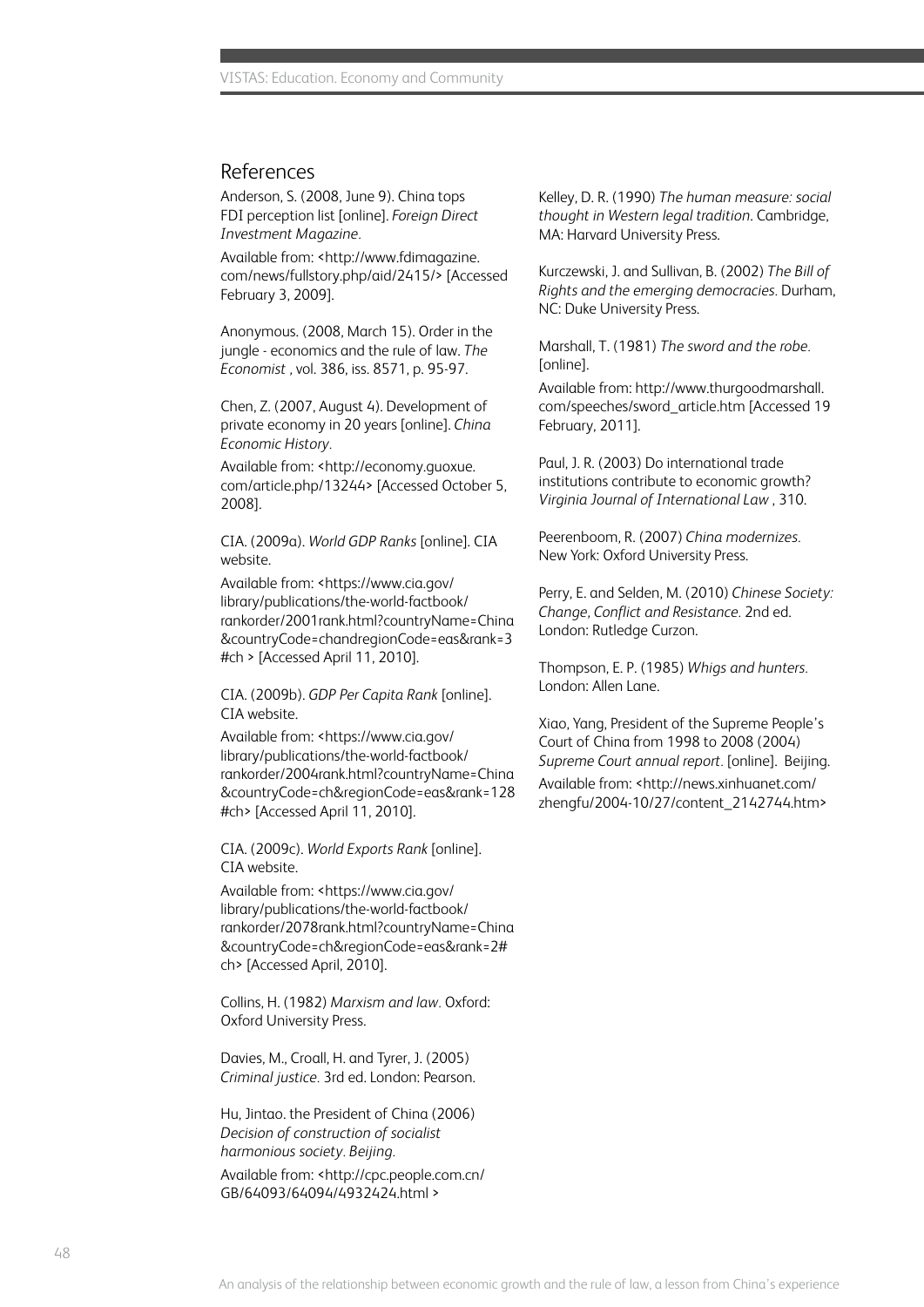## References

Anderson, S. (2008, June 9). China tops FDI perception list [online]. *Foreign Direct Investment Magazine*.

Available from: <http://www.fdimagazine.com/news/fullstory.php/aid/2415/> [Accessed February 3, 2009].

Anonymous. (2008, March 15). Order in the jungle - economics and the rule of law. *The Economist* , vol. 386, iss. 8571, p. 95-97.

Chen, Z. (2007, August 4). Development of private economy in 20 years [online]. *China Economic History*.

Available from: <http://economy.guoxue.com/article.php/13244> [Accessed October 5, 2008].

CIA. (2009a). *World GDP Ranks* [online]. CIA website.

Available from: <https://www.cia.gov/library/publications/the-world-factbook/rankorder/2001rank.html?countryName=China&countryCode=chandregionCode=eas&rank=3#ch > [Accessed April 11, 2010].

CIA. (2009b). *GDP Per Capita Rank* [online]. CIA website.

Available from: <https://www.cia.gov/library/publications/the-world-factbook/rankorder/2004rank.html?countryName=China&countryCode=ch&regionCode=eas&rank=128#ch> [Accessed April 11, 2010].

CIA. (2009c). *World Exports Rank* [online]. CIA website.

Available from: <https://www.cia.gov/library/publications/the-world-factbook/rankorder/2078rank.html?countryName=China&countryCode=ch&regionCode=eas&rank=2#ch> [Accessed April, 2010].

Collins, H. (1982) *Marxism and law*. Oxford: Oxford University Press.

Davies, M., Croall, H. and Tyrer, J. (2005) *Criminal justice.* 3rd ed. London: Pearson.

Hu, Jintao. the President of China (2006) *Decision of construction of socialist harmonious society*. *Beijing*.

Available from: <http://cpc.people.com.cn/GB/64093/64094/4932424.html >

Kelley, D. R. (1990) *The human measure: social thought in Western legal tradition*. Cambridge, MA: Harvard University Press.

Kurczewski, J. and Sullivan, B. (2002) *The Bill of Rights and the emerging democracies*. Durham, NC: Duke University Press.

Marshall, T. (1981) *The sword and the robe.* [online].

Available from: http://www.thurgoodmarshall.com/speeches/sword_article.htm [Accessed 19 February, 2011].

Paul, J. R. (2003) Do international trade institutions contribute to economic growth? *Virginia Journal of International Law* , 310.

Peerenboom, R. (2007) *China modernizes*. New York: Oxford University Press.

Perry, E. and Selden, M. (2010) *Chinese Society: Change, Conflict and Resistance*. 2nd ed. London: Rutledge Curzon.

Thompson, E. P. (1985) *Whigs and hunters*. London: Allen Lane.

Xiao, Yang, President of the Supreme People's Court of China from 1998 to 2008 (2004) *Supreme Court annual report*. [online]. Beijing.

Available from: <http://news.xinhuanet.com/zhengfu/2004-10/27/content_2142744.htm>